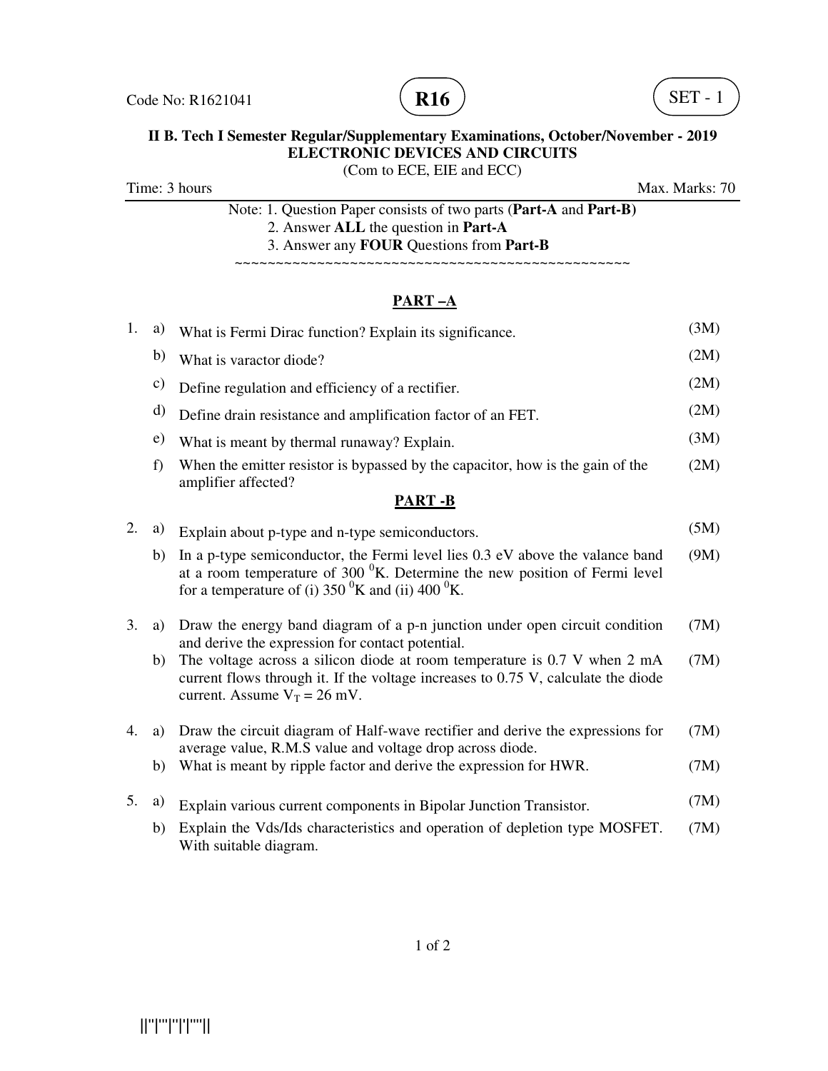Code No: R1621041 **R16** SET - 1

**II B. Tech I Semester Regular/Supplementary Examinations, October/November - 2019**
**ELECTRONIC DEVICES AND CIRCUITS**
(Com to ECE, EIE and ECC)

Time: 3 hours Max. Marks: 70

Note: 1. Question Paper consists of two parts (**Part-A** and **Part-B)**
2. Answer **ALL** the question in **Part-A**
3. Answer any **FOUR** Questions from **Part-B**

~~~~~~~~~~~~~~~~~~~~~~~~~~~~~~~~~~~~~~~~~~~~~~~~~~~~

## PART –A

1. a) What is Fermi Dirac function? Explain its significance. (3M)
   b) What is varactor diode? (2M)
   c) Define regulation and efficiency of a rectifier. (2M)
   d) Define drain resistance and amplification factor of an FET. (2M)
   e) What is meant by thermal runaway? Explain. (3M)
   f) When the emitter resistor is bypassed by the capacitor, how is the gain of the amplifier affected? (2M)

## PART -B

2. a) Explain about p-type and n-type semiconductors. (5M)
   b) In a p-type semiconductor, the Fermi level lies 0.3 eV above the valance band at a room temperature of 300 $^0$K. Determine the new position of Fermi level for a temperature of (i) 350 $^0$K and (ii) 400 $^0$K. (9M)

3. a) Draw the energy band diagram of a p-n junction under open circuit condition and derive the expression for contact potential. (7M)
   b) The voltage across a silicon diode at room temperature is 0.7 V when 2 mA current flows through it. If the voltage increases to 0.75 V, calculate the diode current. Assume $V_T$ = 26 mV. (7M)

4. a) Draw the circuit diagram of Half-wave rectifier and derive the expressions for average value, R.M.S value and voltage drop across diode. (7M)
   b) What is meant by ripple factor and derive the expression for HWR. (7M)

5. a) Explain various current components in Bipolar Junction Transistor. (7M)
   b) Explain the Vds/Ids characteristics and operation of depletion type MOSFET. With suitable diagram. (7M)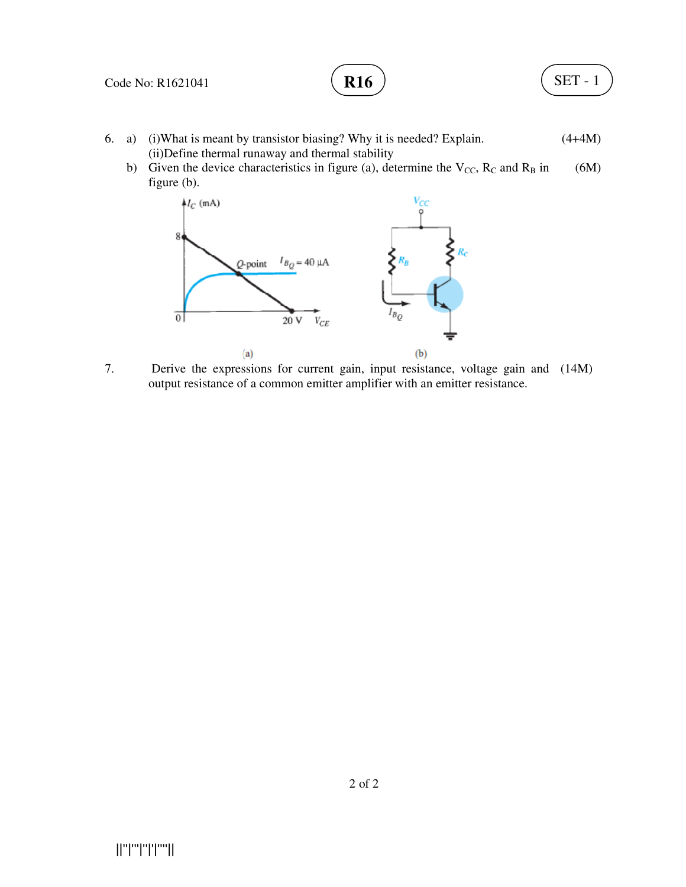6. a) (i)What is meant by transistor biasing? Why it is needed? Explain. (4+4M)
   (ii)Define thermal runaway and thermal stability

   b) Given the device characteristics in figure (a), determine the $V_{CC}$, $R_C$ and $R_B$ in figure (b). (6M)

(a) (b)

7. Derive the expressions for current gain, input resistance, voltage gain and output resistance of a common emitter amplifier with an emitter resistance. (14M)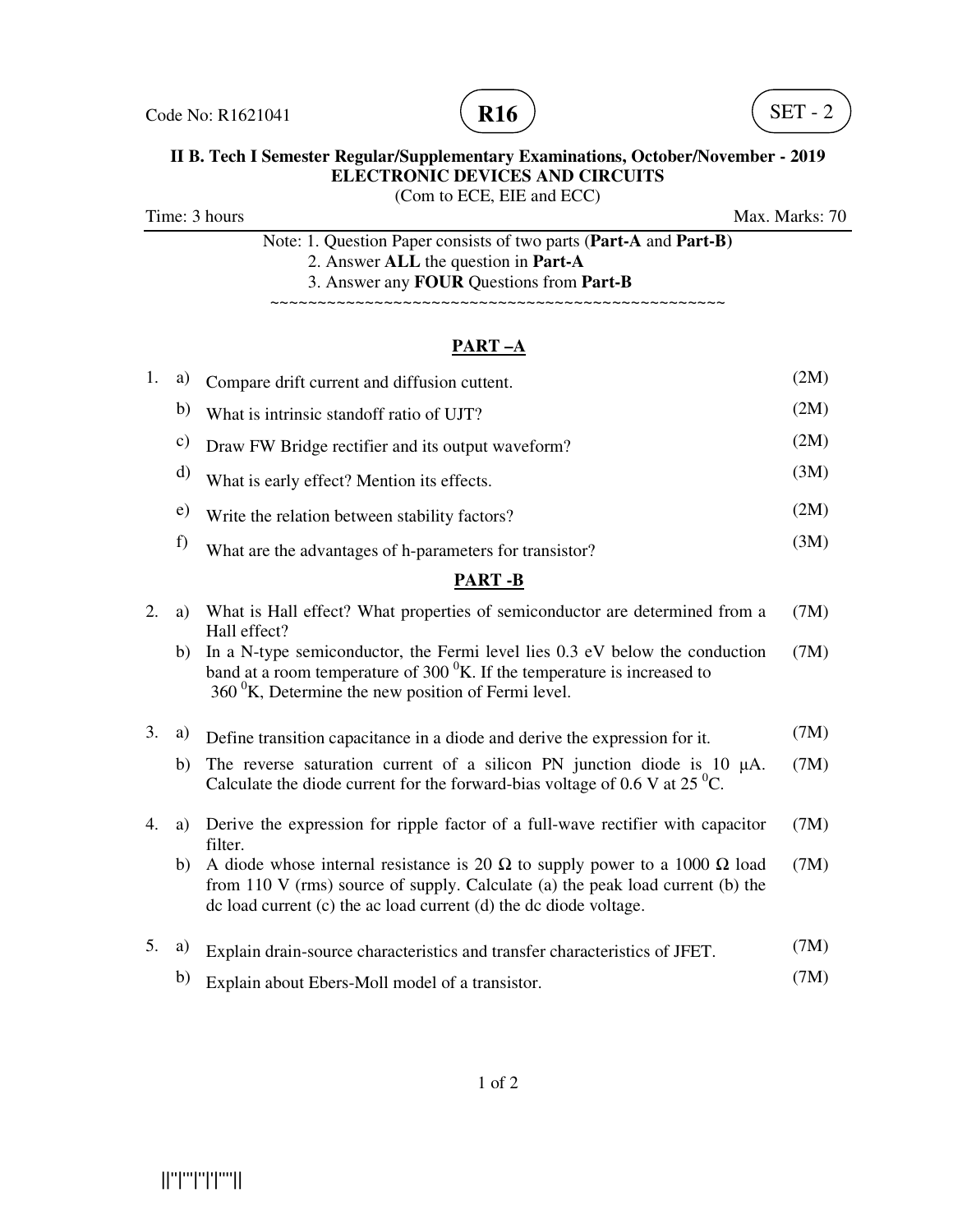Code No: R1621041 **R16** SET - 2

**II B. Tech I Semester Regular/Supplementary Examinations, October/November - 2019**
**ELECTRONIC DEVICES AND CIRCUITS**
(Com to ECE, EIE and ECC)

Time: 3 hours Max. Marks: 70

Note: 1. Question Paper consists of two parts (**Part-A** and **Part-B)**
2. Answer **ALL** the question in **Part-A**
3. Answer any **FOUR** Questions from **Part-B**

~~~~~~~~~~~~~~~~~~~~~~~~~~~~~~~~~~~~~~~~~~~~~~~~~~~~

## PART –A

| | | | |
|---|---|---|---|
| 1. | a) | Compare drift current and diffusion cuttent. | (2M) |
| | b) | What is intrinsic standoff ratio of UJT? | (2M) |
| | c) | Draw FW Bridge rectifier and its output waveform? | (2M) |
| | d) | What is early effect? Mention its effects. | (3M) |
| | e) | Write the relation between stability factors? | (2M) |
| | f) | What are the advantages of h-parameters for transistor? | (3M) |

## PART -B

| | | | |
|---|---|---|---|
| 2. | a) | What is Hall effect? What properties of semiconductor are determined from a Hall effect? | (7M) |
| | b) | In a N-type semiconductor, the Fermi level lies 0.3 eV below the conduction band at a room temperature of 300 $^0$K. If the temperature is increased to 360 $^0$K, Determine the new position of Fermi level. | (7M) |
| 3. | a) | Define transition capacitance in a diode and derive the expression for it. | (7M) |
| | b) | The reverse saturation current of a silicon PN junction diode is 10 μA. Calculate the diode current for the forward-bias voltage of 0.6 V at 25 $^0$C. | (7M) |
| 4. | a) | Derive the expression for ripple factor of a full-wave rectifier with capacitor filter. | (7M) |
| | b) | A diode whose internal resistance is 20 Ω to supply power to a 1000 Ω load from 110 V (rms) source of supply. Calculate (a) the peak load current (b) the dc load current (c) the ac load current (d) the dc diode voltage. | (7M) |
| 5. | a) | Explain drain-source characteristics and transfer characteristics of JFET. | (7M) |
| | b) | Explain about Ebers-Moll model of a transistor. | (7M) |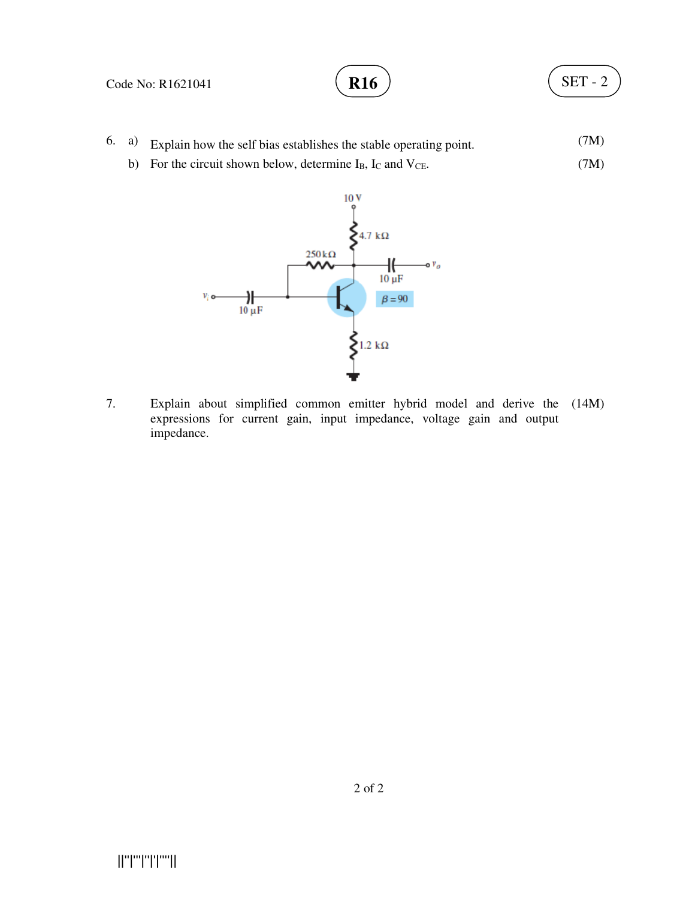6. a) Explain how the self bias establishes the stable operating point. (7M)

   b) For the circuit shown below, determine $I_B$, $I_C$ and $V_{CE}$. (7M)

7. Explain about simplified common emitter hybrid model and derive the expressions for current gain, input impedance, voltage gain and output impedance. (14M)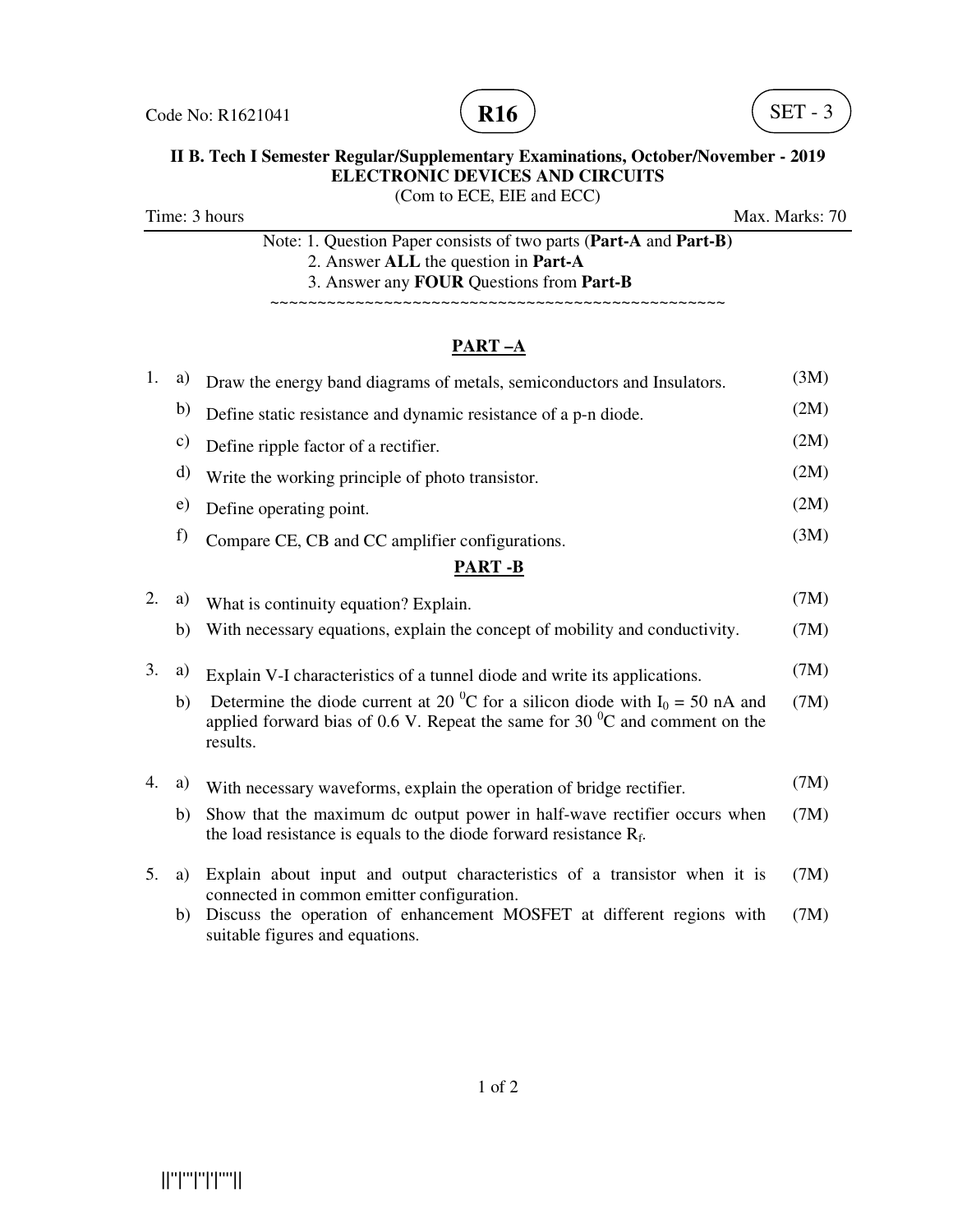Code No: R1621041 **R16** SET - 3

**II B. Tech I Semester Regular/Supplementary Examinations, October/November - 2019**
**ELECTRONIC DEVICES AND CIRCUITS**
(Com to ECE, EIE and ECC)

Time: 3 hours Max. Marks: 70

Note: 1. Question Paper consists of two parts (**Part-A** and **Part-B)**
2. Answer **ALL** the question in **Part-A**
3. Answer any **FOUR** Questions from **Part-B**

~~~~~~~~~~~~~~~~~~~~~~~~~~~~~~~~~~~~~~~~~~~~~~~~~~~

## PART –A

1. a) Draw the energy band diagrams of metals, semiconductors and Insulators. (3M)
   b) Define static resistance and dynamic resistance of a p-n diode. (2M)
   c) Define ripple factor of a rectifier. (2M)
   d) Write the working principle of photo transistor. (2M)
   e) Define operating point. (2M)
   f) Compare CE, CB and CC amplifier configurations. (3M)

## PART -B

2. a) What is continuity equation? Explain. (7M)
   b) With necessary equations, explain the concept of mobility and conductivity. (7M)

3. a) Explain V-I characteristics of a tunnel diode and write its applications. (7M)
   b) Determine the diode current at 20 $^0$C for a silicon diode with $I_0$ = 50 nA and applied forward bias of 0.6 V. Repeat the same for 30 $^0$C and comment on the results. (7M)

4. a) With necessary waveforms, explain the operation of bridge rectifier. (7M)
   b) Show that the maximum dc output power in half-wave rectifier occurs when the load resistance is equals to the diode forward resistance $R_f$. (7M)

5. a) Explain about input and output characteristics of a transistor when it is connected in common emitter configuration. (7M)
   b) Discuss the operation of enhancement MOSFET at different regions with suitable figures and equations. (7M)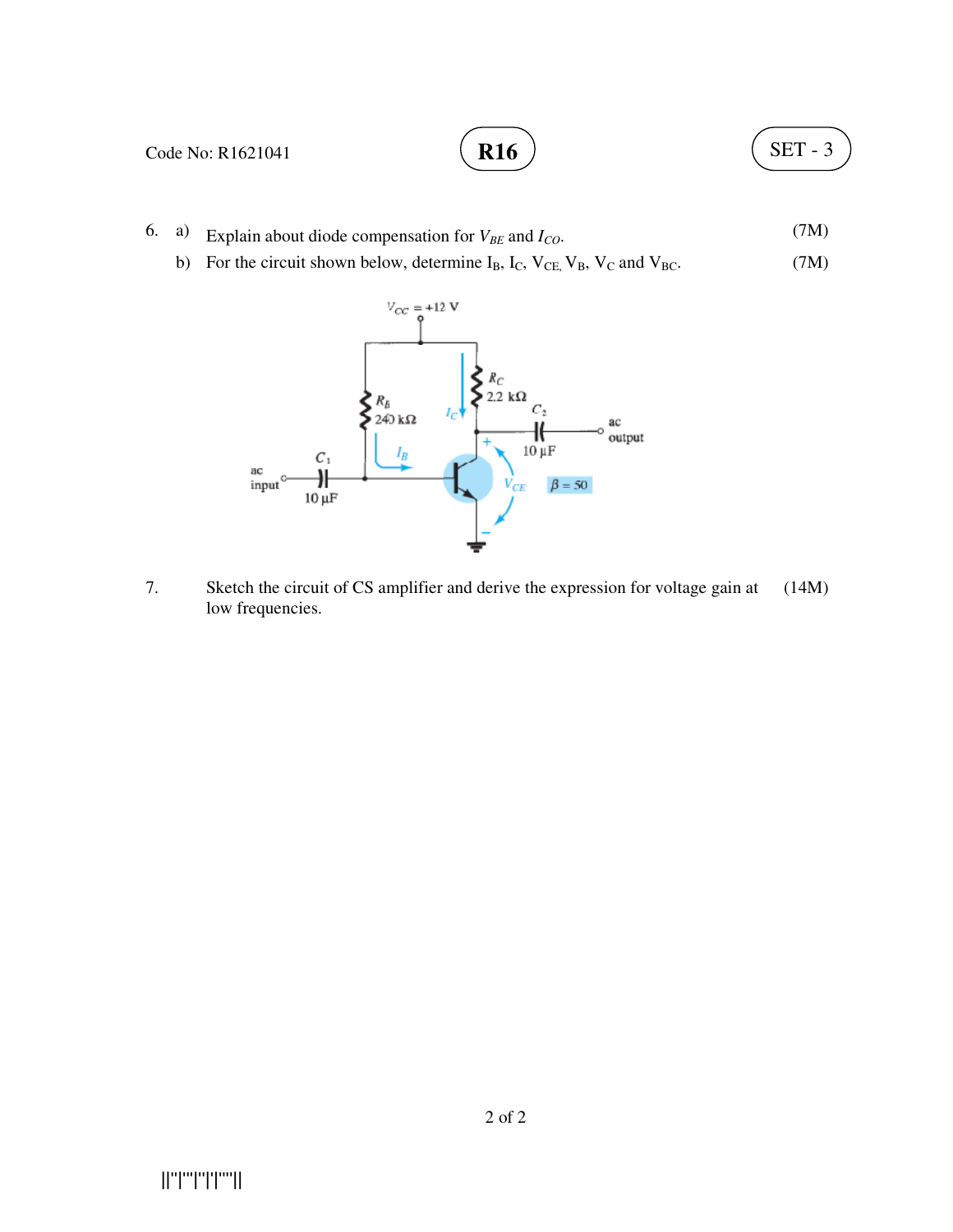Code No: R1621041

**R16**

**SET - 3**

6. a) Explain about diode compensation for $V_{BE}$ and $I_{CO}$. (7M)

   b) For the circuit shown below, determine $I_B$, $I_C$, $V_{CE}$, $V_B$, $V_C$ and $V_{BC}$. (7M)

7. Sketch the circuit of CS amplifier and derive the expression for voltage gain at low frequencies. (14M)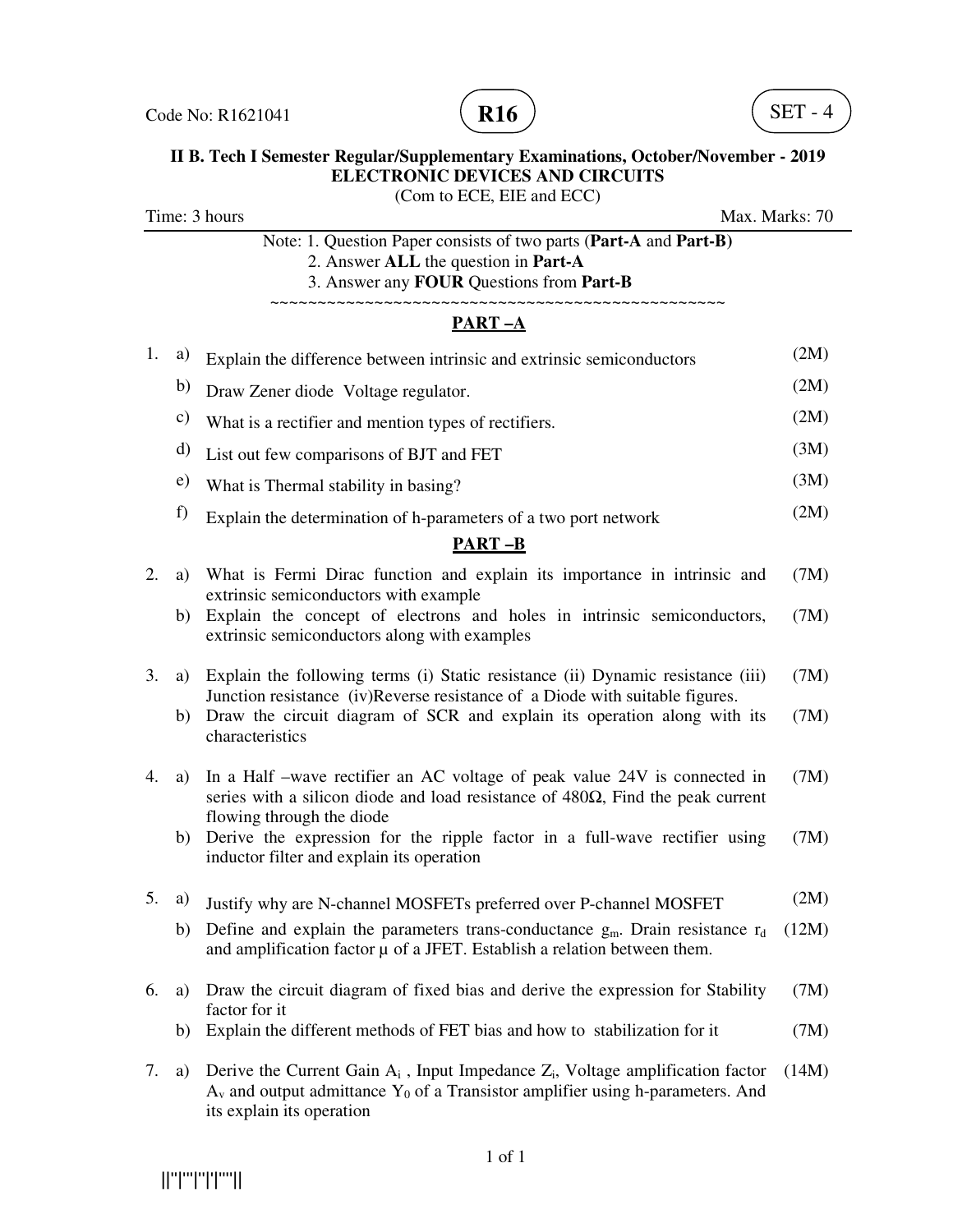Code No: R1621041

**R16**

SET - 4

**II B. Tech I Semester Regular/Supplementary Examinations, October/November - 2019**
**ELECTRONIC DEVICES AND CIRCUITS**
(Com to ECE, EIE and ECC)

Time: 3 hours | Max. Marks: 70

Note: 1. Question Paper consists of two parts (**Part-A** and **Part-B)**
2. Answer **ALL** the question in **Part-A**
3. Answer any **FOUR** Questions from **Part-B**

~~~~~~~~~~~~~~~~~~~~~~~~~~~~~~~~~~~~~~~~~~~~~~~~~~~~

## PART –A

1. a) Explain the difference between intrinsic and extrinsic semiconductors (2M)
   b) Draw Zener diode Voltage regulator. (2M)
   c) What is a rectifier and mention types of rectifiers. (2M)
   d) List out few comparisons of BJT and FET (3M)
   e) What is Thermal stability in basing? (3M)
   f) Explain the determination of h-parameters of a two port network (2M)

## PART –B

2. a) What is Fermi Dirac function and explain its importance in intrinsic and extrinsic semiconductors with example (7M)
   b) Explain the concept of electrons and holes in intrinsic semiconductors, extrinsic semiconductors along with examples (7M)

3. a) Explain the following terms (i) Static resistance (ii) Dynamic resistance (iii) Junction resistance (iv)Reverse resistance of a Diode with suitable figures. (7M)
   b) Draw the circuit diagram of SCR and explain its operation along with its characteristics (7M)

4. a) In a Half –wave rectifier an AC voltage of peak value 24V is connected in series with a silicon diode and load resistance of 480Ω, Find the peak current flowing through the diode (7M)
   b) Derive the expression for the ripple factor in a full-wave rectifier using inductor filter and explain its operation (7M)

5. a) Justify why are N-channel MOSFETs preferred over P-channel MOSFET (2M)
   b) Define and explain the parameters trans-conductance $g_m$. Drain resistance $r_d$ and amplification factor μ of a JFET. Establish a relation between them. (12M)

6. a) Draw the circuit diagram of fixed bias and derive the expression for Stability factor for it (7M)
   b) Explain the different methods of FET bias and how to stabilization for it (7M)

7. a) Derive the Current Gain $A_i$ , Input Impedance $Z_i$, Voltage amplification factor $A_v$ and output admittance $Y_0$ of a Transistor amplifier using h-parameters. And its explain its operation (14M)